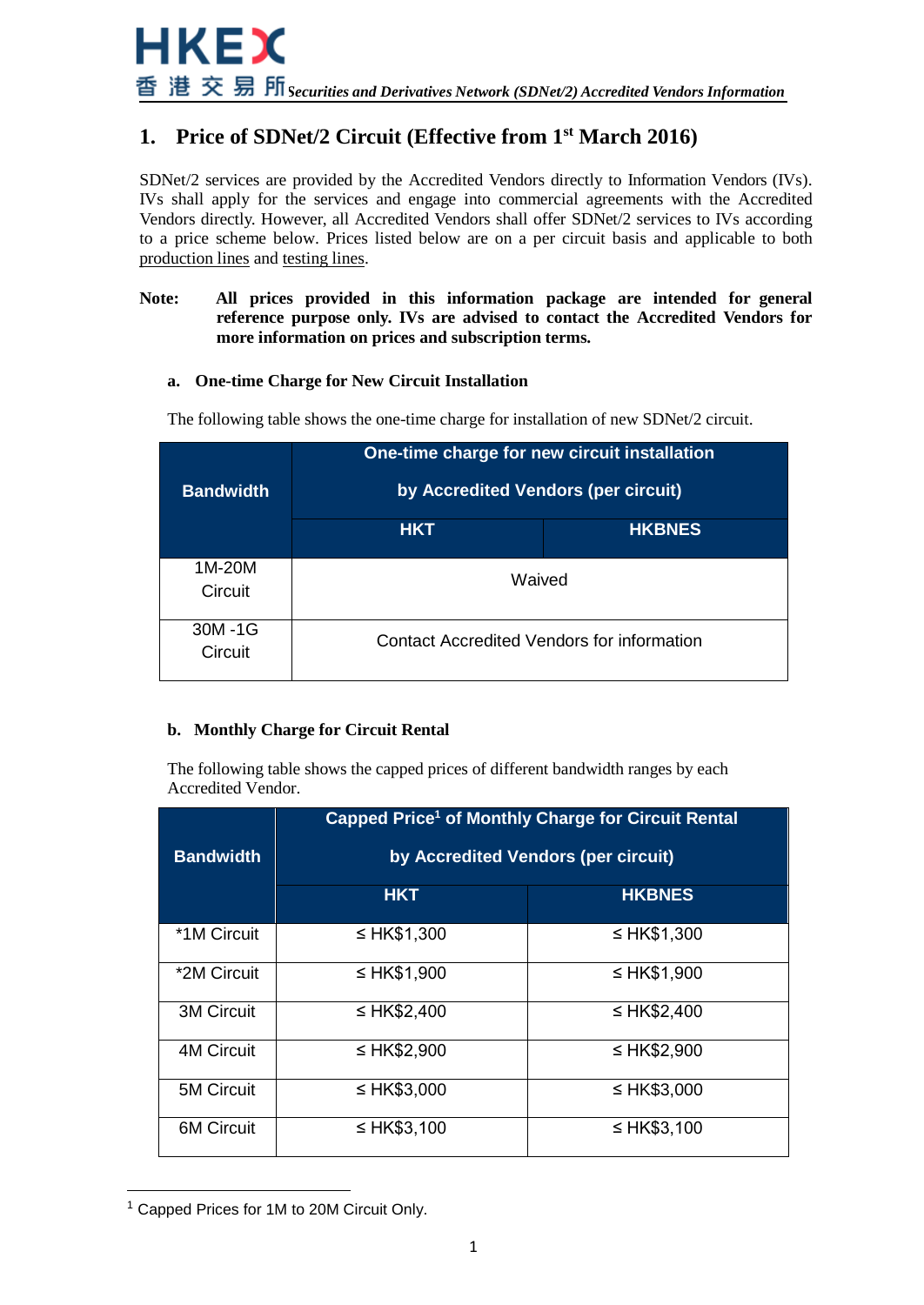# 1. Price of SDNet/2 Circuit (Effective from 1st March 2016)

SDNet/2 services are provided by the Accredited Vendors directly to Information Vendors (IVs). IVs shall apply for the services and engage into commercial agreements with the Accredited Vendors directly. However, all Accredited Vendors shall offer SDNet/2 services to IVs according to a price scheme below. Prices listed below are on a per circuit basis and applicable to both production lines and testing lines.

**Note: All prices provided in this information package are intended for general reference purpose only. IVs are advised to contact the Accredited Vendors for more information on prices and subscription terms.**

### a. One-time Charge for New Circuit Installation

The following table shows the one-time charge for installation of new SDNet/2 circuit.

| Bandwidth | One-time charge for new circuit installation by Accredited Vendors (per circuit) | |
|---|---|---|
| | HKT | HKBNES |
| 1M-20M Circuit | Waived | |
| 30M -1G Circuit | Contact Accredited Vendors for information | |

### b. Monthly Charge for Circuit Rental

The following table shows the capped prices of different bandwidth ranges by each Accredited Vendor.

| Bandwidth | Capped Price[1] of Monthly Charge for Circuit Rental by Accredited Vendors (per circuit) | |
|---|---|---|
| | HKT | HKBNES |
| *1M Circuit | ≤ HK$1,300 | ≤ HK$1,300 |
| *2M Circuit | ≤ HK$1,900 | ≤ HK$1,900 |
| 3M Circuit | ≤ HK$2,400 | ≤ HK$2,400 |
| 4M Circuit | ≤ HK$2,900 | ≤ HK$2,900 |
| 5M Circuit | ≤ HK$3,000 | ≤ HK$3,000 |
| 6M Circuit | ≤ HK$3,100 | ≤ HK$3,100 |

[1] Capped Prices for 1M to 20M Circuit Only.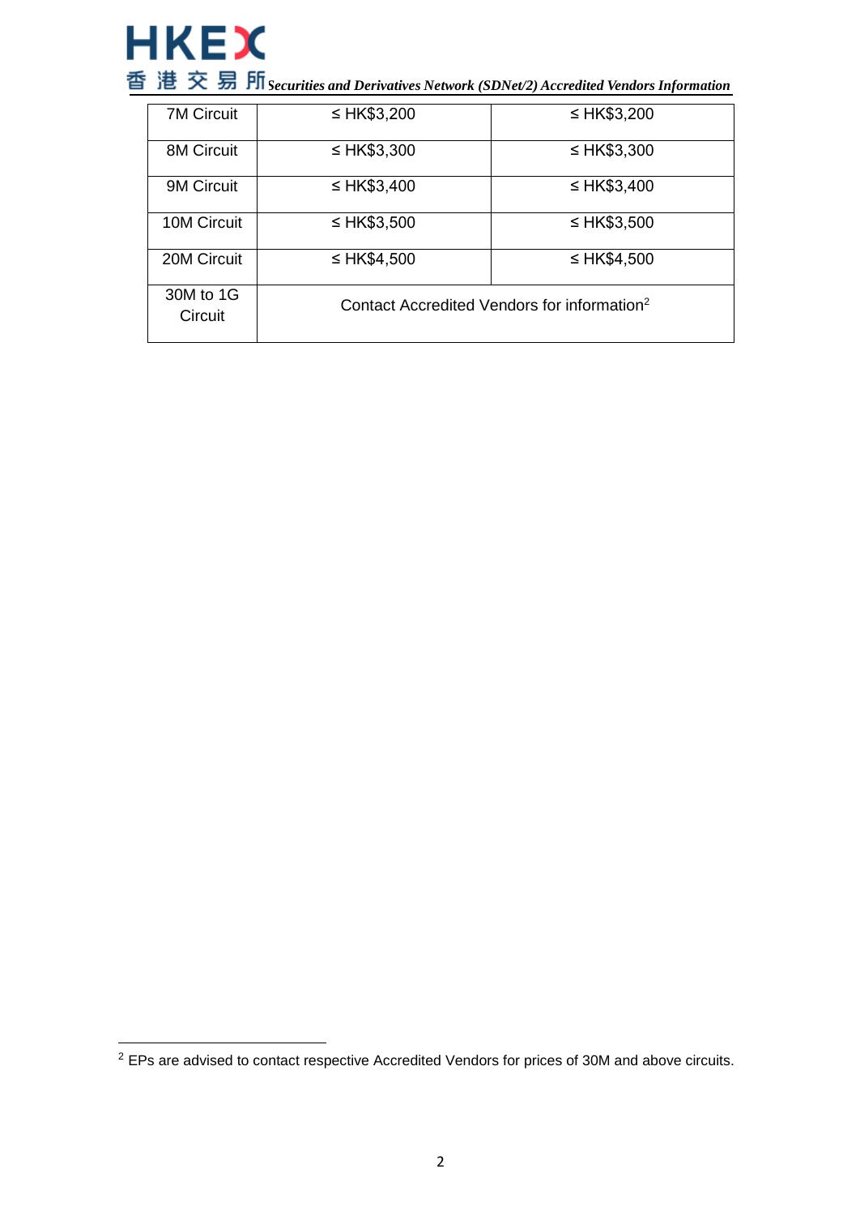| | | |
|---|---|---|
| 7M Circuit | ≤ HK$3,200 | ≤ HK$3,200 |
| 8M Circuit | ≤ HK$3,300 | ≤ HK$3,300 |
| 9M Circuit | ≤ HK$3,400 | ≤ HK$3,400 |
| 10M Circuit | ≤ HK$3,500 | ≤ HK$3,500 |
| 20M Circuit | ≤ HK$4,500 | ≤ HK$4,500 |
| 30M to 1G Circuit | Contact Accredited Vendors for information[2] | |

[2] EPs are advised to contact respective Accredited Vendors for prices of 30M and above circuits.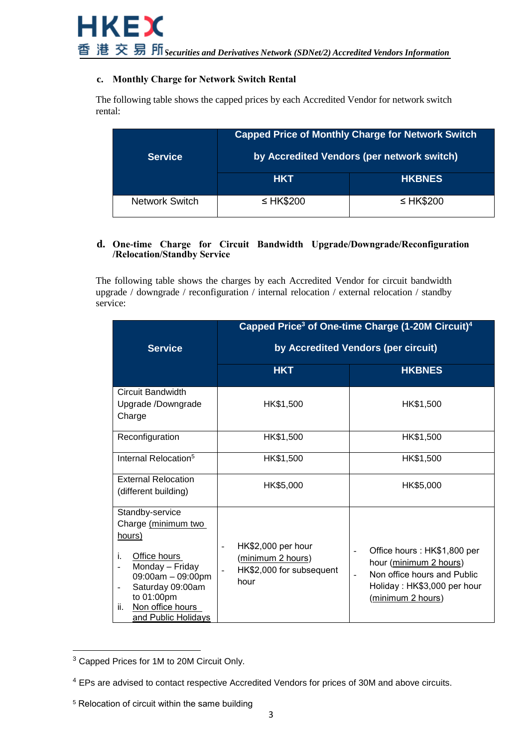### c. Monthly Charge for Network Switch Rental

The following table shows the capped prices by each Accredited Vendor for network switch rental:

| Service | Capped Price of Monthly Charge for Network Switch by Accredited Vendors (per network switch) | |
|---|---|---|
| | HKT | HKBNES |
| Network Switch | ≤ HK$200 | ≤ HK$200 |

### d. One-time Charge for Circuit Bandwidth Upgrade/Downgrade/Reconfiguration /Relocation/Standby Service

The following table shows the charges by each Accredited Vendor for circuit bandwidth upgrade / downgrade / reconfiguration / internal relocation / external relocation / standby service:

| Service | Capped Price[3] of One-time Charge (1-20M Circuit)[4] by Accredited Vendors (per circuit) | |
|---|---|---|
| | HKT | HKBNES |
| Circuit Bandwidth Upgrade /Downgrade Charge | HK$1,500 | HK$1,500 |
| Reconfiguration | HK$1,500 | HK$1,500 |
| Internal Relocation[5] | HK$1,500 | HK$1,500 |
| External Relocation (different building) | HK$5,000 | HK$5,000 |
| Standby-service Charge (minimum two hours)<br>i. Office hours<br>- Monday – Friday 09:00am – 09:00pm<br>- Saturday 09:00am to 01:00pm<br>ii. Non office hours and Public Holidays | - HK$2,000 per hour (minimum 2 hours)<br>- HK$2,000 for subsequent hour | - Office hours : HK$1,800 per hour (minimum 2 hours)<br>- Non office hours and Public Holiday : HK$3,000 per hour (minimum 2 hours) |

[3] Capped Prices for 1M to 20M Circuit Only.

[4] EPs are advised to contact respective Accredited Vendors for prices of 30M and above circuits.

[5] Relocation of circuit within the same building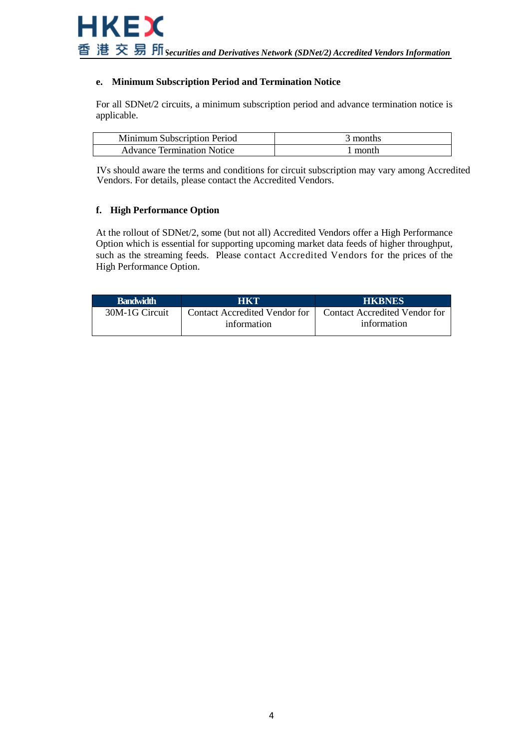### e. Minimum Subscription Period and Termination Notice

For all SDNet/2 circuits, a minimum subscription period and advance termination notice is applicable.

| Minimum Subscription Period | 3 months |
|---|---|
| Advance Termination Notice | 1 month |

IVs should aware the terms and conditions for circuit subscription may vary among Accredited Vendors. For details, please contact the Accredited Vendors.

### f. High Performance Option

At the rollout of SDNet/2, some (but not all) Accredited Vendors offer a High Performance Option which is essential for supporting upcoming market data feeds of higher throughput, such as the streaming feeds. Please contact Accredited Vendors for the prices of the High Performance Option.

| Bandwidth | HKT | HKBNES |
|---|---|---|
| 30M-1G Circuit | Contact Accredited Vendor for information | Contact Accredited Vendor for information |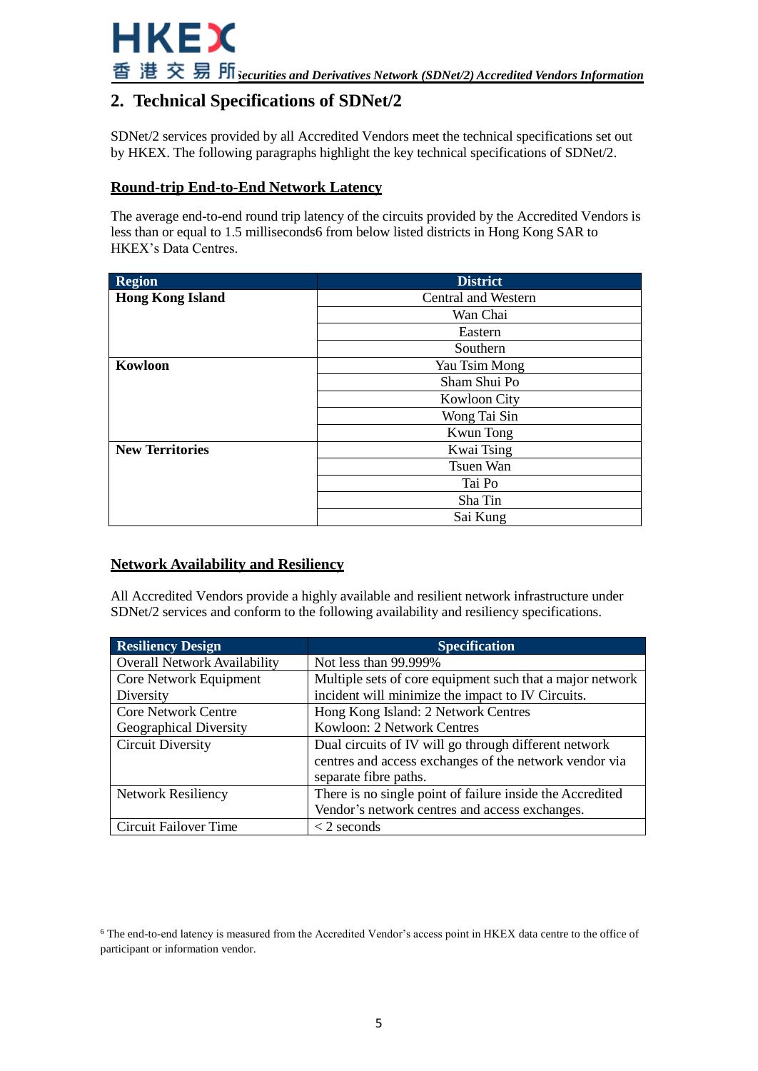## 2. Technical Specifications of SDNet/2

SDNet/2 services provided by all Accredited Vendors meet the technical specifications set out by HKEX. The following paragraphs highlight the key technical specifications of SDNet/2.

### Round-trip End-to-End Network Latency

The average end-to-end round trip latency of the circuits provided by the Accredited Vendors is less than or equal to 1.5 milliseconds[6] from below listed districts in Hong Kong SAR to HKEX's Data Centres.

| Region | District |
|---|---|
| **Hong Kong Island** | Central and Western |
| | Wan Chai |
| | Eastern |
| | Southern |
| **Kowloon** | Yau Tsim Mong |
| | Sham Shui Po |
| | Kowloon City |
| | Wong Tai Sin |
| | Kwun Tong |
| **New Territories** | Kwai Tsing |
| | Tsuen Wan |
| | Tai Po |
| | Sha Tin |
| | Sai Kung |

### Network Availability and Resiliency

All Accredited Vendors provide a highly available and resilient network infrastructure under SDNet/2 services and conform to the following availability and resiliency specifications.

| Resiliency Design | Specification |
|---|---|
| Overall Network Availability | Not less than 99.999% |
| Core Network Equipment Diversity | Multiple sets of core equipment such that a major network incident will minimize the impact to IV Circuits. |
| Core Network Centre Geographical Diversity | Hong Kong Island: 2 Network Centres<br>Kowloon: 2 Network Centres |
| Circuit Diversity | Dual circuits of IV will go through different network centres and access exchanges of the network vendor via separate fibre paths. |
| Network Resiliency | There is no single point of failure inside the Accredited Vendor's network centres and access exchanges. |
| Circuit Failover Time | < 2 seconds |

[6] The end-to-end latency is measured from the Accredited Vendor's access point in HKEX data centre to the office of participant or information vendor.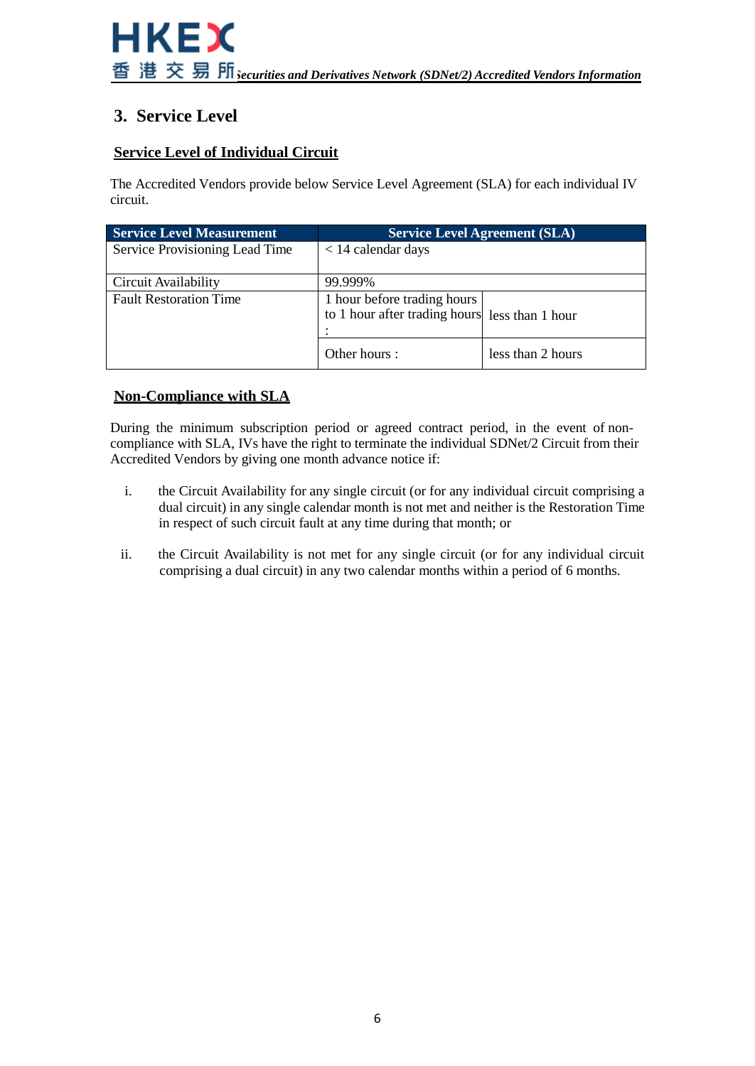## 3. Service Level

### Service Level of Individual Circuit

The Accredited Vendors provide below Service Level Agreement (SLA) for each individual IV circuit.

| Service Level Measurement | Service Level Agreement (SLA) | |
|---|---|---|
| Service Provisioning Lead Time | < 14 calendar days | |
| Circuit Availability | 99.999% | |
| Fault Restoration Time | 1 hour before trading hours to 1 hour after trading hours : | less than 1 hour |
| | Other hours : | less than 2 hours |

### Non-Compliance with SLA

During the minimum subscription period or agreed contract period, in the event of non-compliance with SLA, IVs have the right to terminate the individual SDNet/2 Circuit from their Accredited Vendors by giving one month advance notice if:

i. the Circuit Availability for any single circuit (or for any individual circuit comprising a dual circuit) in any single calendar month is not met and neither is the Restoration Time in respect of such circuit fault at any time during that month; or

ii. the Circuit Availability is not met for any single circuit (or for any individual circuit comprising a dual circuit) in any two calendar months within a period of 6 months.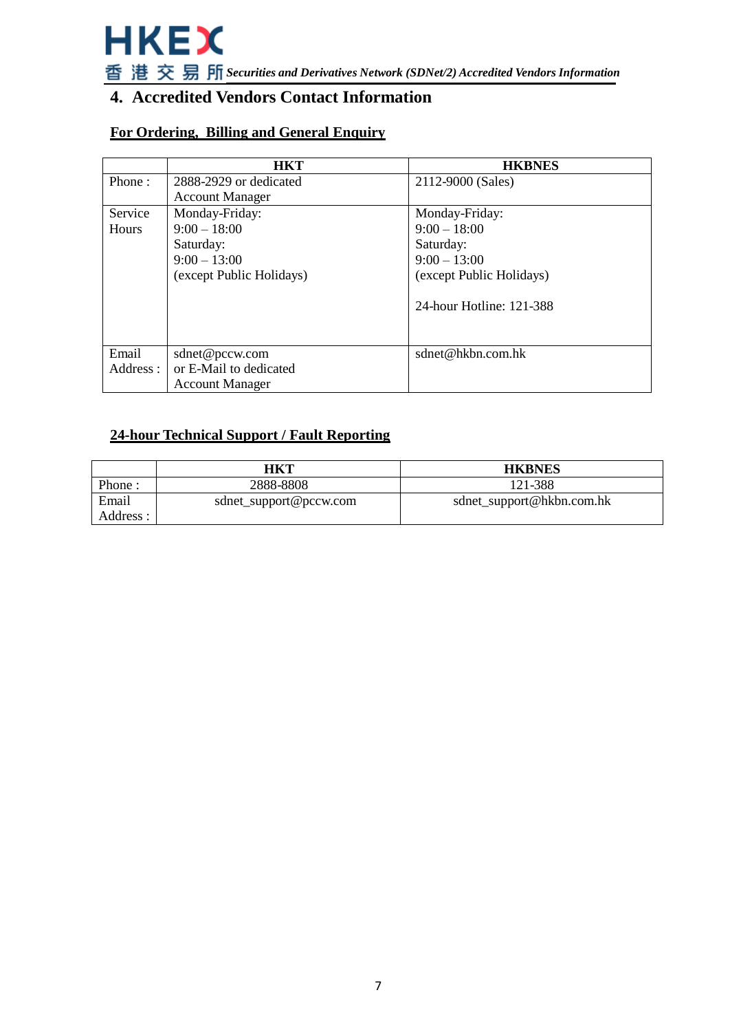## 4. Accredited Vendors Contact Information

**For Ordering, Billing and General Enquiry**

| | HKT | HKBNES |
|---|---|---|
| Phone : | 2888-2929 or dedicated Account Manager | 2112-9000 (Sales) |
| Service Hours | Monday-Friday:<br>9:00 – 18:00<br>Saturday:<br>9:00 – 13:00<br>(except Public Holidays) | Monday-Friday:<br>9:00 – 18:00<br>Saturday:<br>9:00 – 13:00<br>(except Public Holidays)<br><br>24-hour Hotline: 121-388 |
| Email Address : | sdnet@pccw.com or E-Mail to dedicated Account Manager | sdnet@hkbn.com.hk |

**24-hour Technical Support / Fault Reporting**

| | HKT | HKBNES |
|---|---|---|
| Phone : | 2888-8808 | 121-388 |
| Email Address : | sdnet_support@pccw.com | sdnet_support@hkbn.com.hk |